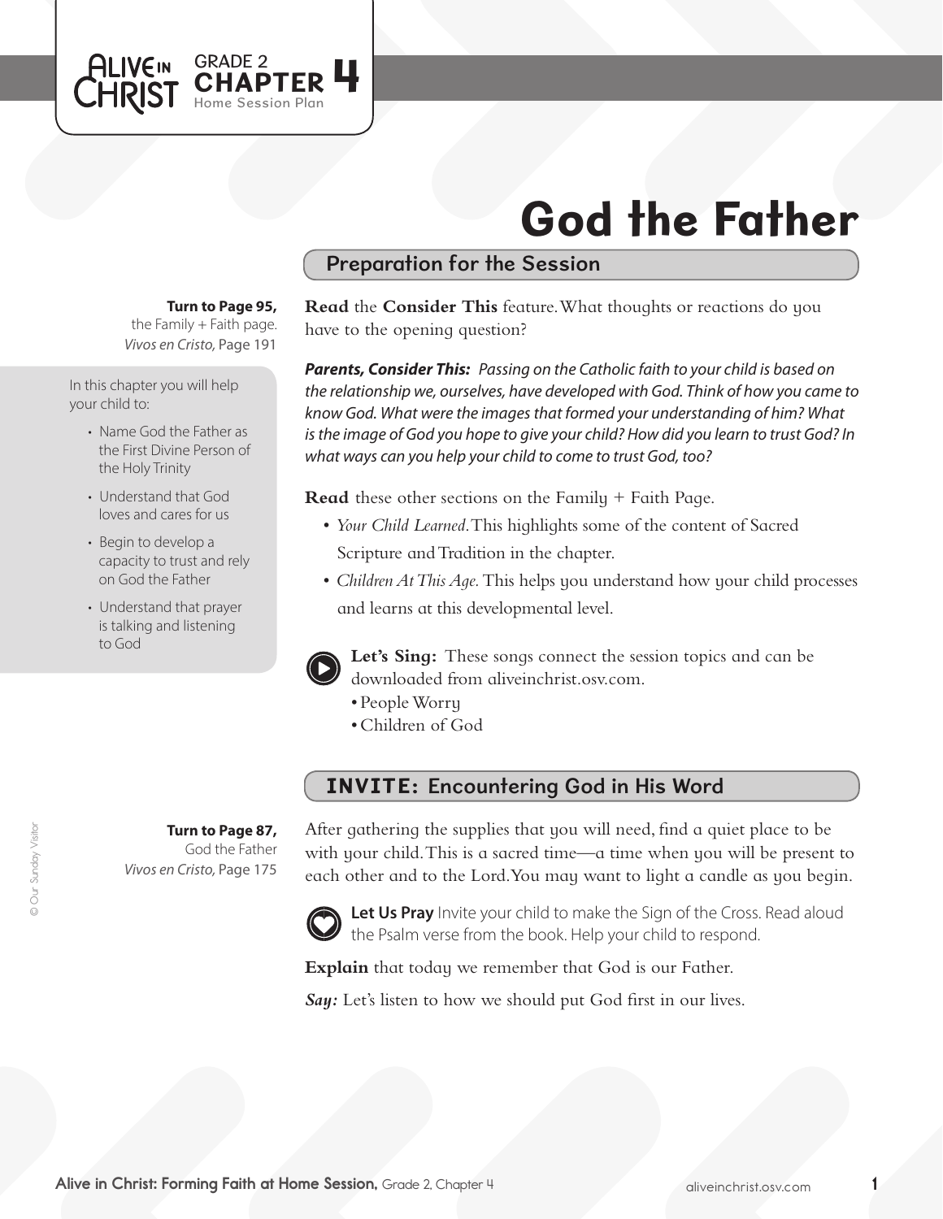Alive in Christ GRADE 2 CHAPTER 4 Home Session Plan

# God the Father

## Preparation for the Session

**Turn to Page 95,** the Family + Faith page.
*Vivos en Cristo,* Page 191

In this chapter you will help your child to:

- Name God the Father as the First Divine Person of the Holy Trinity
- Understand that God loves and cares for us
- Begin to develop a capacity to trust and rely on God the Father
- Understand that prayer is talking and listening to God

**Read** the **Consider This** feature. What thoughts or reactions do you have to the opening question?

***Parents, Consider This:*** *Passing on the Catholic faith to your child is based on the relationship we, ourselves, have developed with God. Think of how you came to know God. What were the images that formed your understanding of him? What is the image of God you hope to give your child? How did you learn to trust God? In what ways can you help your child to come to trust God, too?*

**Read** these other sections on the Family + Faith Page.

- *Your Child Learned.* This highlights some of the content of Sacred Scripture and Tradition in the chapter.
- *Children At This Age.* This helps you understand how your child processes and learns at this developmental level.

**Let's Sing:** These songs connect the session topics and can be downloaded from aliveinchrist.osv.com.

- People Worry
- Children of God

## INVITE: Encountering God in His Word

**Turn to Page 87,** God the Father
*Vivos en Cristo,* Page 175

After gathering the supplies that you will need, find a quiet place to be with your child. This is a sacred time—a time when you will be present to each other and to the Lord. You may want to light a candle as you begin.

**Let Us Pray** Invite your child to make the Sign of the Cross. Read aloud the Psalm verse from the book. Help your child to respond.

**Explain** that today we remember that God is our Father.

***Say:*** Let's listen to how we should put God first in our lives.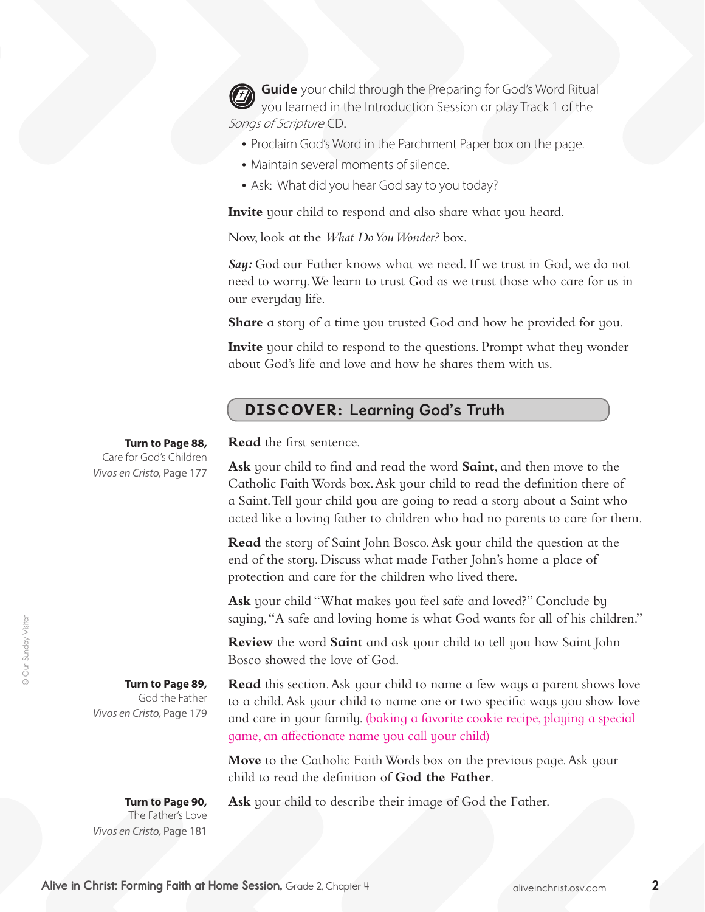**Guide** your child through the Preparing for God's Word Ritual you learned in the Introduction Session or play Track 1 of the *Songs of Scripture* CD.

- Proclaim God's Word in the Parchment Paper box on the page.
- Maintain several moments of silence.
- Ask: What did you hear God say to you today?

**Invite** your child to respond and also share what you heard.

Now, look at the *What Do You Wonder?* box.

***Say:*** God our Father knows what we need. If we trust in God, we do not need to worry. We learn to trust God as we trust those who care for us in our everyday life.

**Share** a story of a time you trusted God and how he provided for you.

**Invite** your child to respond to the questions. Prompt what they wonder about God's life and love and how he shares them with us.

## DISCOVER: Learning God's Truth

**Turn to Page 88,**
Care for God's Children
*Vivos en Cristo*, Page 177

**Read** the first sentence.

**Ask** your child to find and read the word **Saint**, and then move to the Catholic Faith Words box. Ask your child to read the definition there of a Saint. Tell your child you are going to read a story about a Saint who acted like a loving father to children who had no parents to care for them.

**Read** the story of Saint John Bosco. Ask your child the question at the end of the story. Discuss what made Father John's home a place of protection and care for the children who lived there.

**Ask** your child "What makes you feel safe and loved?" Conclude by saying, "A safe and loving home is what God wants for all of his children."

**Review** the word **Saint** and ask your child to tell you how Saint John Bosco showed the love of God.

**Turn to Page 89,**
God the Father
*Vivos en Cristo*, Page 179

**Read** this section. Ask your child to name a few ways a parent shows love to a child. Ask your child to name one or two specific ways you show love and care in your family. (baking a favorite cookie recipe, playing a special game, an affectionate name you call your child)

**Move** to the Catholic Faith Words box on the previous page. Ask your child to read the definition of **God the Father**.

**Turn to Page 90,**
The Father's Love
*Vivos en Cristo*, Page 181

**Ask** your child to describe their image of God the Father.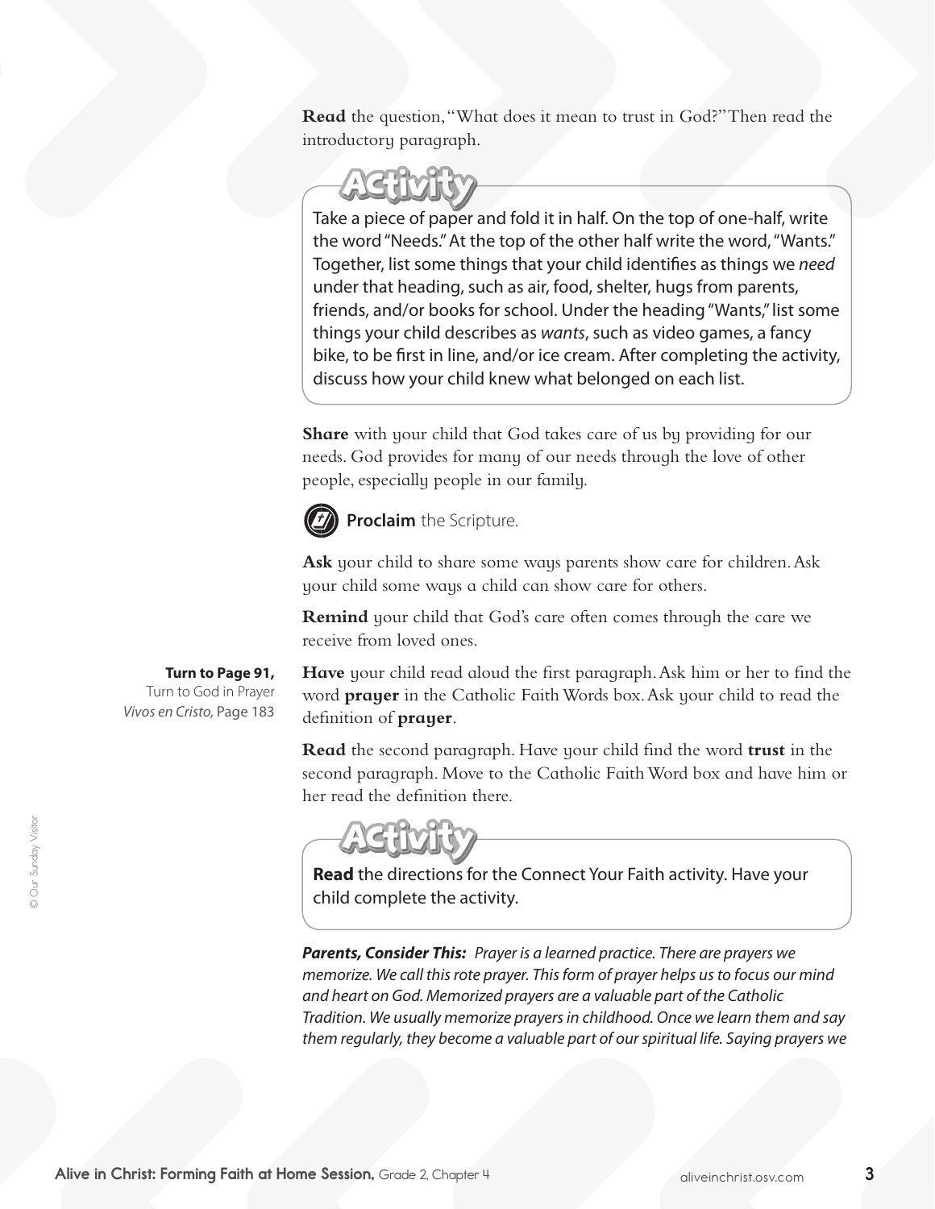**Read** the question, "What does it mean to trust in God?" Then read the introductory paragraph.

### Activity

Take a piece of paper and fold it in half. On the top of one-half, write the word "Needs." At the top of the other half write the word, "Wants." Together, list some things that your child identifies as things we *need* under that heading, such as air, food, shelter, hugs from parents, friends, and/or books for school. Under the heading "Wants," list some things your child describes as *wants*, such as video games, a fancy bike, to be first in line, and/or ice cream. After completing the activity, discuss how your child knew what belonged on each list.

**Share** with your child that God takes care of us by providing for our needs. God provides for many of our needs through the love of other people, especially people in our family.

**Proclaim** the Scripture.

**Ask** your child to share some ways parents show care for children. Ask your child some ways a child can show care for others.

**Remind** your child that God's care often comes through the care we receive from loved ones.

**Turn to Page 91,**
Turn to God in Prayer
*Vivos en Cristo,* Page 183

**Have** your child read aloud the first paragraph. Ask him or her to find the word **prayer** in the Catholic Faith Words box. Ask your child to read the definition of **prayer**.

**Read** the second paragraph. Have your child find the word **trust** in the second paragraph. Move to the Catholic Faith Word box and have him or her read the definition there.

### Activity

**Read** the directions for the Connect Your Faith activity. Have your child complete the activity.

***Parents, Consider This:*** *Prayer is a learned practice. There are prayers we memorize. We call this rote prayer. This form of prayer helps us to focus our mind and heart on God. Memorized prayers are a valuable part of the Catholic Tradition. We usually memorize prayers in childhood. Once we learn them and say them regularly, they become a valuable part of our spiritual life. Saying prayers we*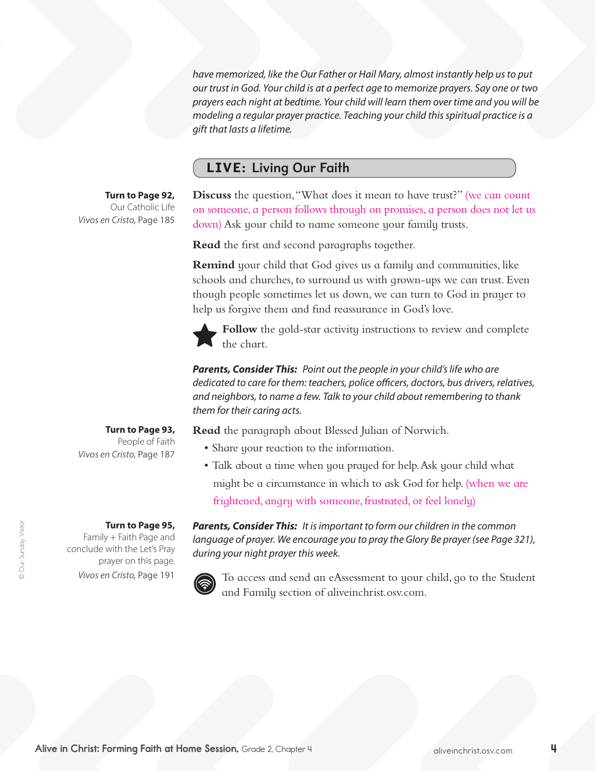*have memorized, like the Our Father or Hail Mary, almost instantly help us to put our trust in God. Your child is at a perfect age to memorize prayers. Say one or two prayers each night at bedtime. Your child will learn them over time and you will be modeling a regular prayer practice. Teaching your child this spiritual practice is a gift that lasts a lifetime.*

## LIVE: Living Our Faith

**Turn to Page 92,**
Our Catholic Life
*Vivos en Cristo,* Page 185

**Discuss** the question, "What does it mean to have trust?" (we can count on someone, a person follows through on promises, a person does not let us down) Ask your child to name someone your family trusts.

**Read** the first and second paragraphs together.

**Remind** your child that God gives us a family and communities, like schools and churches, to surround us with grown-ups we can trust. Even though people sometimes let us down, we can turn to God in prayer to help us forgive them and find reassurance in God's love.

★ **Follow** the gold-star activity instructions to review and complete the chart.

***Parents, Consider This:*** *Point out the people in your child's life who are dedicated to care for them: teachers, police officers, doctors, bus drivers, relatives, and neighbors, to name a few. Talk to your child about remembering to thank them for their caring acts.*

**Turn to Page 93,**
People of Faith
*Vivos en Cristo,* Page 187

**Read** the paragraph about Blessed Julian of Norwich.

- Share your reaction to the information.
- Talk about a time when you prayed for help. Ask your child what might be a circumstance in which to ask God for help. (when we are frightened, angry with someone, frustrated, or feel lonely)

**Turn to Page 95,**
Family + Faith Page and conclude with the Let's Pray prayer on this page.
*Vivos en Cristo,* Page 191

***Parents, Consider This:*** *It is important to form our children in the common language of prayer. We encourage you to pray the Glory Be prayer (see Page 321), during your night prayer this week.*

To access and send an eAssessment to your child, go to the Student and Family section of aliveinchrist.osv.com.